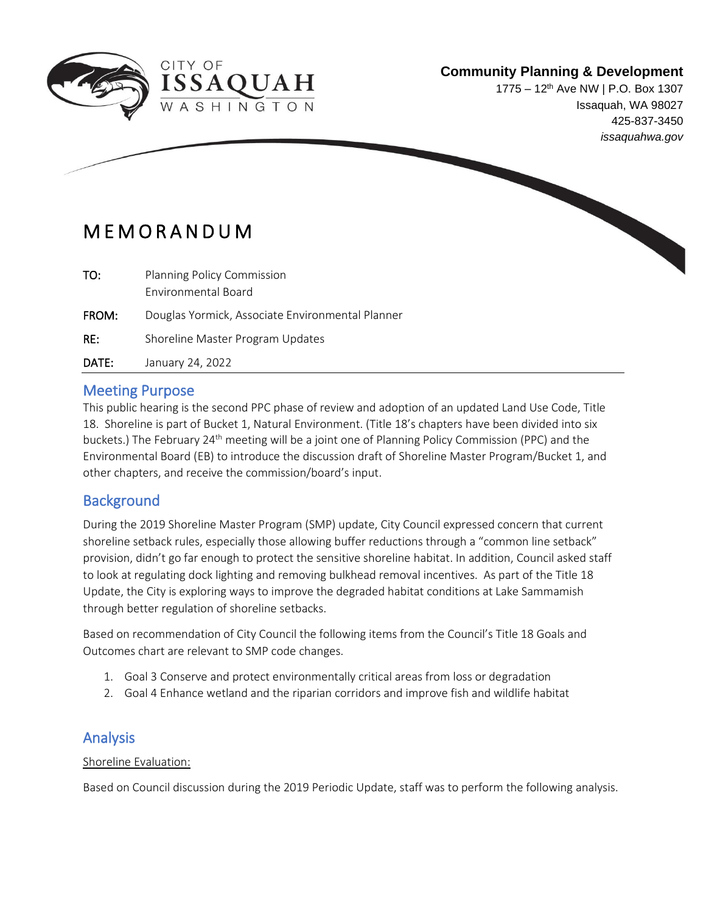CITY OF ISSAQUAH WASHINGTON

**Community Planning & Development**
1775 – 12th Ave NW | P.O. Box 1307
Issaquah, WA 98027
425-837-3450
*issaquahwa.gov*

# MEMORANDUM

| | |
|---|---|
| **TO:** | Planning Policy Commission<br>Environmental Board |
| **FROM:** | Douglas Yormick, Associate Environmental Planner |
| **RE:** | Shoreline Master Program Updates |
| **DATE:** | January 24, 2022 |

## Meeting Purpose

This public hearing is the second PPC phase of review and adoption of an updated Land Use Code, Title 18. Shoreline is part of Bucket 1, Natural Environment. (Title 18's chapters have been divided into six buckets.) The February 24th meeting will be a joint one of Planning Policy Commission (PPC) and the Environmental Board (EB) to introduce the discussion draft of Shoreline Master Program/Bucket 1, and other chapters, and receive the commission/board's input.

## Background

During the 2019 Shoreline Master Program (SMP) update, City Council expressed concern that current shoreline setback rules, especially those allowing buffer reductions through a "common line setback" provision, didn't go far enough to protect the sensitive shoreline habitat. In addition, Council asked staff to look at regulating dock lighting and removing bulkhead removal incentives. As part of the Title 18 Update, the City is exploring ways to improve the degraded habitat conditions at Lake Sammamish through better regulation of shoreline setbacks.

Based on recommendation of City Council the following items from the Council's Title 18 Goals and Outcomes chart are relevant to SMP code changes.

1. Goal 3 Conserve and protect environmentally critical areas from loss or degradation
2. Goal 4 Enhance wetland and the riparian corridors and improve fish and wildlife habitat

## Analysis

Shoreline Evaluation:

Based on Council discussion during the 2019 Periodic Update, staff was to perform the following analysis.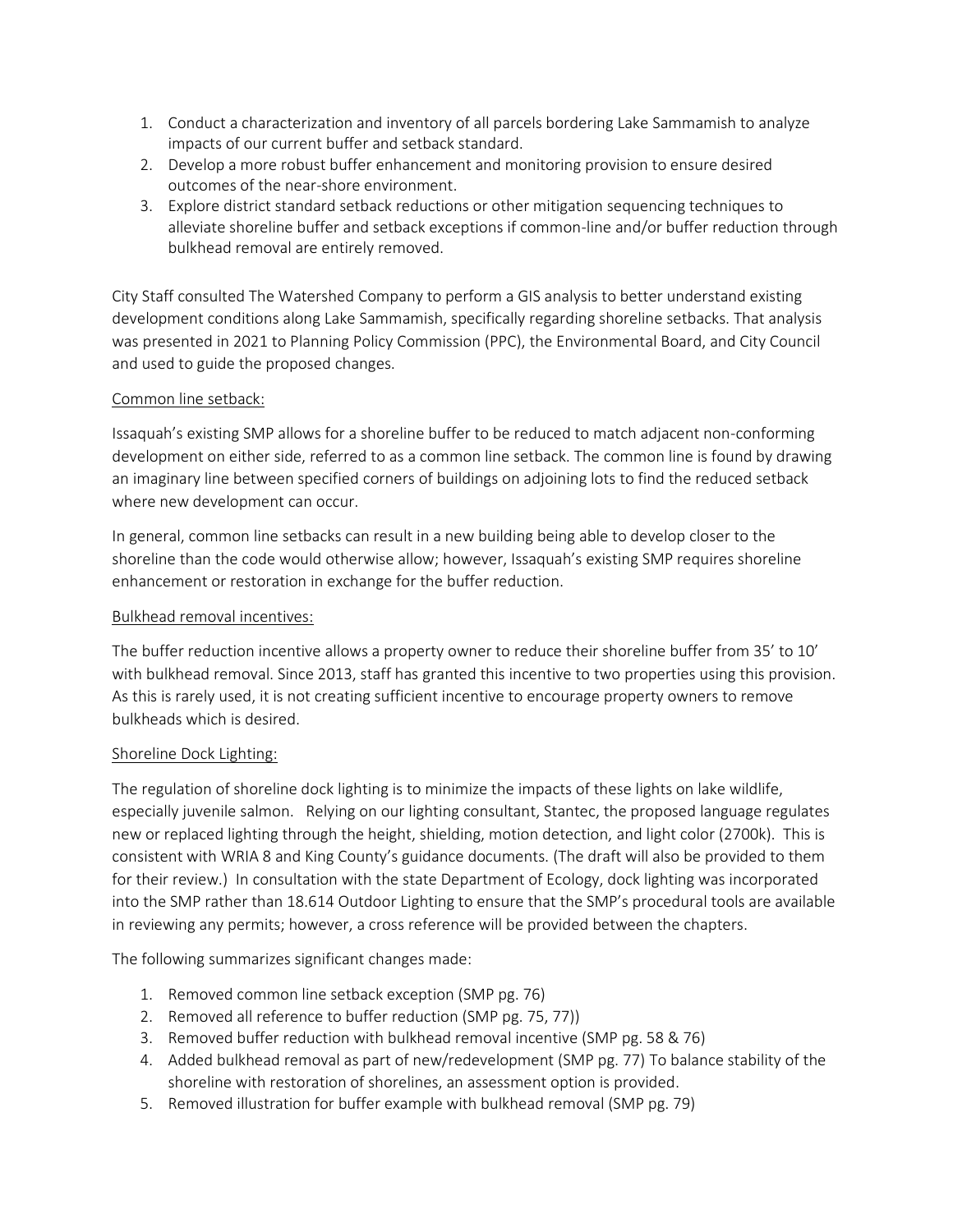1. Conduct a characterization and inventory of all parcels bordering Lake Sammamish to analyze impacts of our current buffer and setback standard.
2. Develop a more robust buffer enhancement and monitoring provision to ensure desired outcomes of the near-shore environment.
3. Explore district standard setback reductions or other mitigation sequencing techniques to alleviate shoreline buffer and setback exceptions if common-line and/or buffer reduction through bulkhead removal are entirely removed.

City Staff consulted The Watershed Company to perform a GIS analysis to better understand existing development conditions along Lake Sammamish, specifically regarding shoreline setbacks. That analysis was presented in 2021 to Planning Policy Commission (PPC), the Environmental Board, and City Council and used to guide the proposed changes.

<u>Common line setback:</u>

Issaquah's existing SMP allows for a shoreline buffer to be reduced to match adjacent non-conforming development on either side, referred to as a common line setback. The common line is found by drawing an imaginary line between specified corners of buildings on adjoining lots to find the reduced setback where new development can occur.

In general, common line setbacks can result in a new building being able to develop closer to the shoreline than the code would otherwise allow; however, Issaquah's existing SMP requires shoreline enhancement or restoration in exchange for the buffer reduction.

<u>Bulkhead removal incentives:</u>

The buffer reduction incentive allows a property owner to reduce their shoreline buffer from 35' to 10' with bulkhead removal. Since 2013, staff has granted this incentive to two properties using this provision. As this is rarely used, it is not creating sufficient incentive to encourage property owners to remove bulkheads which is desired.

<u>Shoreline Dock Lighting:</u>

The regulation of shoreline dock lighting is to minimize the impacts of these lights on lake wildlife, especially juvenile salmon. Relying on our lighting consultant, Stantec, the proposed language regulates new or replaced lighting through the height, shielding, motion detection, and light color (2700k). This is consistent with WRIA 8 and King County's guidance documents. (The draft will also be provided to them for their review.) In consultation with the state Department of Ecology, dock lighting was incorporated into the SMP rather than 18.614 Outdoor Lighting to ensure that the SMP's procedural tools are available in reviewing any permits; however, a cross reference will be provided between the chapters.

The following summarizes significant changes made:

1. Removed common line setback exception (SMP pg. 76)
2. Removed all reference to buffer reduction (SMP pg. 75, 77))
3. Removed buffer reduction with bulkhead removal incentive (SMP pg. 58 & 76)
4. Added bulkhead removal as part of new/redevelopment (SMP pg. 77) To balance stability of the shoreline with restoration of shorelines, an assessment option is provided.
5. Removed illustration for buffer example with bulkhead removal (SMP pg. 79)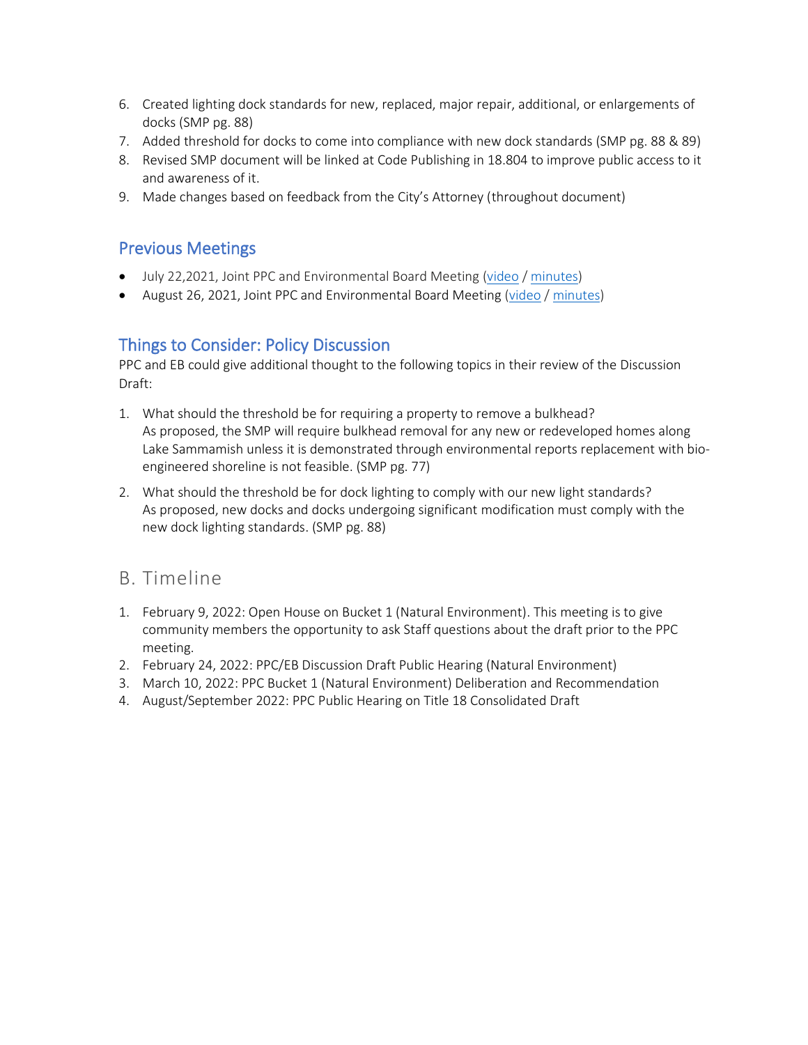6. Created lighting dock standards for new, replaced, major repair, additional, or enlargements of docks (SMP pg. 88)
7. Added threshold for docks to come into compliance with new dock standards (SMP pg. 88 & 89)
8. Revised SMP document will be linked at Code Publishing in 18.804 to improve public access to it and awareness of it.
9. Made changes based on feedback from the City's Attorney (throughout document)

## Previous Meetings

- July 22,2021, Joint PPC and Environmental Board Meeting (video / minutes)
- August 26, 2021, Joint PPC and Environmental Board Meeting (video / minutes)

## Things to Consider: Policy Discussion

PPC and EB could give additional thought to the following topics in their review of the Discussion Draft:

1. What should the threshold be for requiring a property to remove a bulkhead?
   As proposed, the SMP will require bulkhead removal for any new or redeveloped homes along Lake Sammamish unless it is demonstrated through environmental reports replacement with bio-engineered shoreline is not feasible. (SMP pg. 77)
2. What should the threshold be for dock lighting to comply with our new light standards?
   As proposed, new docks and docks undergoing significant modification must comply with the new dock lighting standards. (SMP pg. 88)

# B. Timeline

1. February 9, 2022: Open House on Bucket 1 (Natural Environment). This meeting is to give community members the opportunity to ask Staff questions about the draft prior to the PPC meeting.
2. February 24, 2022: PPC/EB Discussion Draft Public Hearing (Natural Environment)
3. March 10, 2022: PPC Bucket 1 (Natural Environment) Deliberation and Recommendation
4. August/September 2022: PPC Public Hearing on Title 18 Consolidated Draft